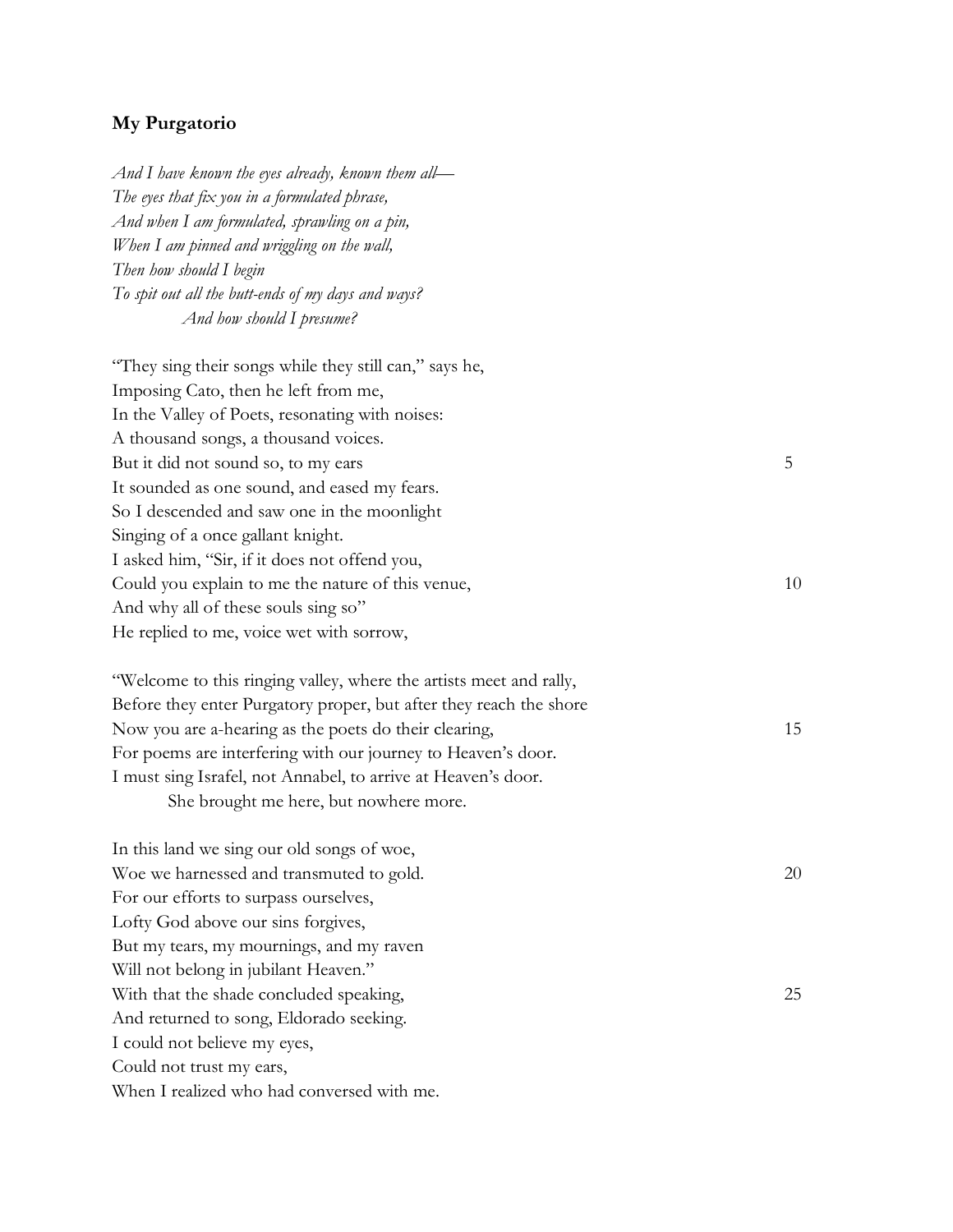## My Purgatorio

*And I have known the eyes already, known them all—*  
*The eyes that fix you in a formulated phrase,*  
*And when I am formulated, sprawling on a pin,*  
*When I am pinned and wriggling on the wall,*  
*Then how should I begin*  
*To spit out all the butt-ends of my days and ways?*  
&nbsp;&nbsp;&nbsp;&nbsp;&nbsp;&nbsp;&nbsp;&nbsp;*And how should I presume?*

"They sing their songs while they still can," says he,  
Imposing Cato, then he left from me,  
In the Valley of Poets, resonating with noises:  
A thousand songs, a thousand voices.  
But it did not sound so, to my ears 5  
It sounded as one sound, and eased my fears.  
So I descended and saw one in the moonlight  
Singing of a once gallant knight.  
I asked him, "Sir, if it does not offend you,  
Could you explain to me the nature of this venue, 10  
And why all of these souls sing so"  
He replied to me, voice wet with sorrow,

"Welcome to this ringing valley, where the artists meet and rally,  
Before they enter Purgatory proper, but after they reach the shore  
Now you are a-hearing as the poets do their clearing, 15  
For poems are interfering with our journey to Heaven's door.  
I must sing Israfel, not Annabel, to arrive at Heaven's door.  
&nbsp;&nbsp;&nbsp;&nbsp;&nbsp;&nbsp;&nbsp;&nbsp;She brought me here, but nowhere more.

In this land we sing our old songs of woe,  
Woe we harnessed and transmuted to gold. 20  
For our efforts to surpass ourselves,  
Lofty God above our sins forgives,  
But my tears, my mournings, and my raven  
Will not belong in jubilant Heaven."  
With that the shade concluded speaking, 25  
And returned to song, Eldorado seeking.  
I could not believe my eyes,  
Could not trust my ears,  
When I realized who had conversed with me.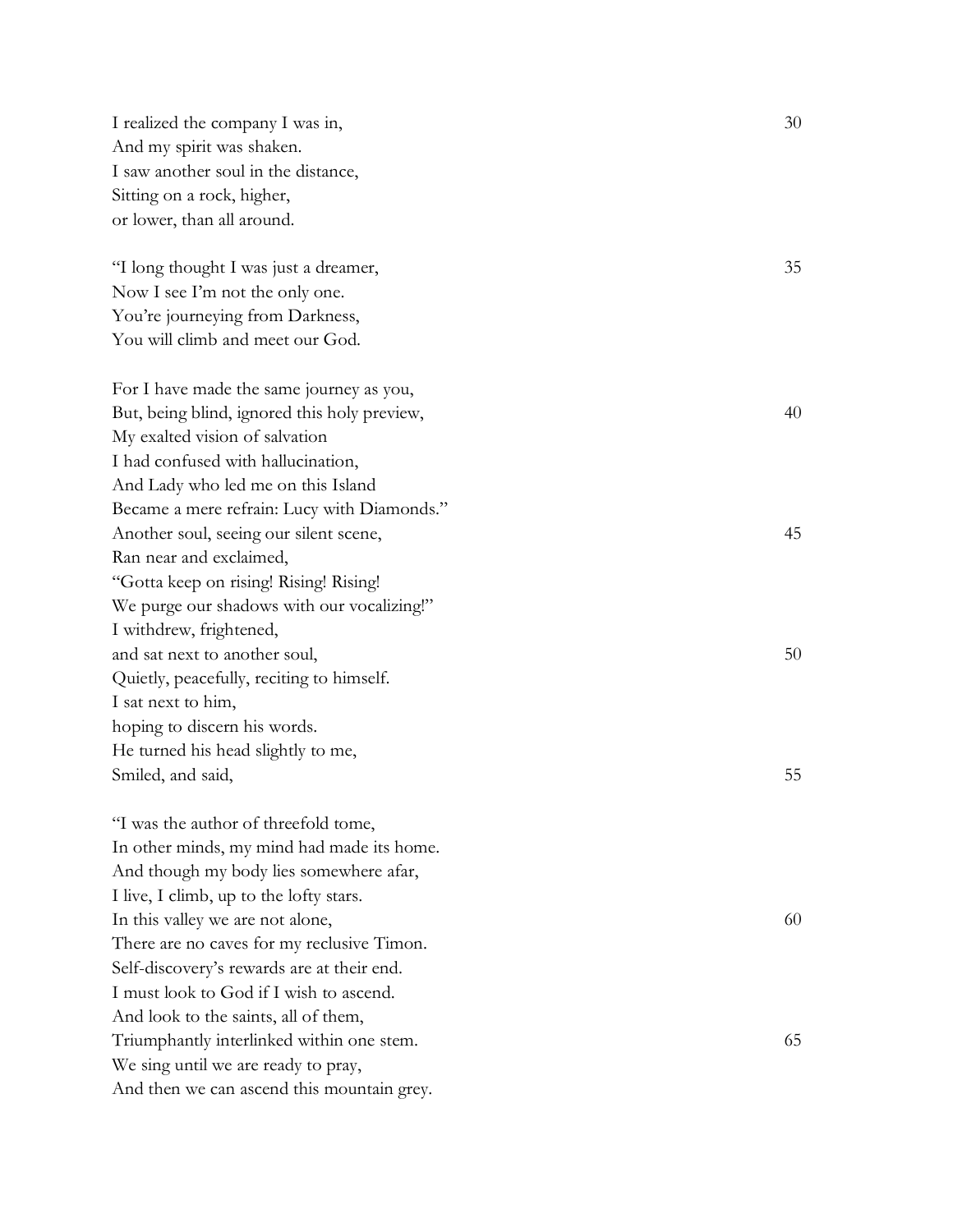I realized the company I was in,  
And my spirit was shaken.  
I saw another soul in the distance,  
Sitting on a rock, higher,  
or lower, than all around.

"I long thought I was just a dreamer,  
Now I see I'm not the only one.  
You're journeying from Darkness,  
You will climb and meet our God.

For I have made the same journey as you,  
But, being blind, ignored this holy preview,  
My exalted vision of salvation  
I had confused with hallucination,  
And Lady who led me on this Island  
Became a mere refrain: Lucy with Diamonds."  
Another soul, seeing our silent scene,  
Ran near and exclaimed,  
"Gotta keep on rising! Rising! Rising!  
We purge our shadows with our vocalizing!"  
I withdrew, frightened,  
and sat next to another soul,  
Quietly, peacefully, reciting to himself.  
I sat next to him,  
hoping to discern his words.  
He turned his head slightly to me,  
Smiled, and said,

"I was the author of threefold tome,  
In other minds, my mind had made its home.  
And though my body lies somewhere afar,  
I live, I climb, up to the lofty stars.  
In this valley we are not alone,  
There are no caves for my reclusive Timon.  
Self-discovery's rewards are at their end.  
I must look to God if I wish to ascend.  
And look to the saints, all of them,  
Triumphantly interlinked within one stem.  
We sing until we are ready to pray,  
And then we can ascend this mountain grey.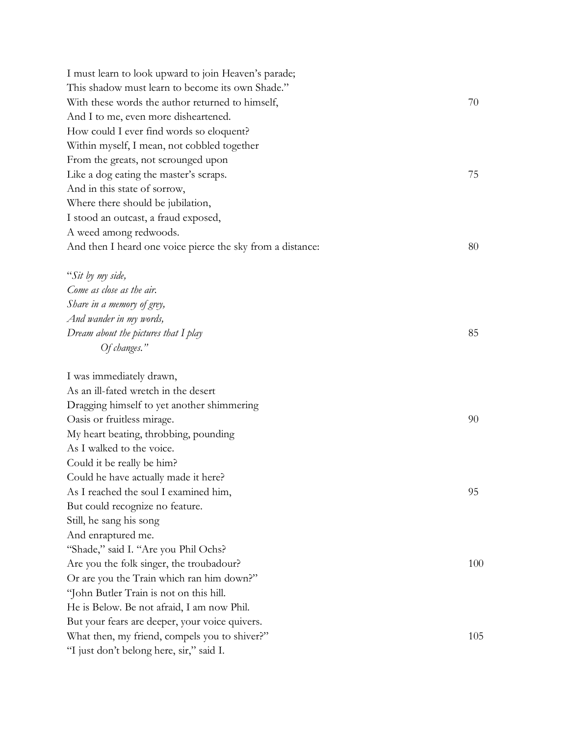I must learn to look upward to join Heaven's parade;  
This shadow must learn to become its own Shade."  
With these words the author returned to himself, 70  
And I to me, even more disheartened.  
How could I ever find words so eloquent?  
Within myself, I mean, not cobbled together  
From the greats, not scrounged upon  
Like a dog eating the master's scraps. 75  
And in this state of sorrow,  
Where there should be jubilation,  
I stood an outcast, a fraud exposed,  
A weed among redwoods.  
And then I heard one voice pierce the sky from a distance: 80

"*Sit by my side,*  
*Come as close as the air.*  
*Share in a memory of grey,*  
*And wander in my words,*  
*Dream about the pictures that I play* 85  
          *Of changes.*"

I was immediately drawn,  
As an ill-fated wretch in the desert  
Dragging himself to yet another shimmering  
Oasis or fruitless mirage. 90  
My heart beating, throbbing, pounding  
As I walked to the voice.  
Could it be really be him?  
Could he have actually made it here?  
As I reached the soul I examined him, 95  
But could recognize no feature.  
Still, he sang his song  
And enraptured me.  
"Shade," said I. "Are you Phil Ochs?  
Are you the folk singer, the troubadour? 100  
Or are you the Train which ran him down?"  
"John Butler Train is not on this hill.  
He is Below. Be not afraid, I am now Phil.  
But your fears are deeper, your voice quivers.  
What then, my friend, compels you to shiver?" 105  
"I just don't belong here, sir," said I.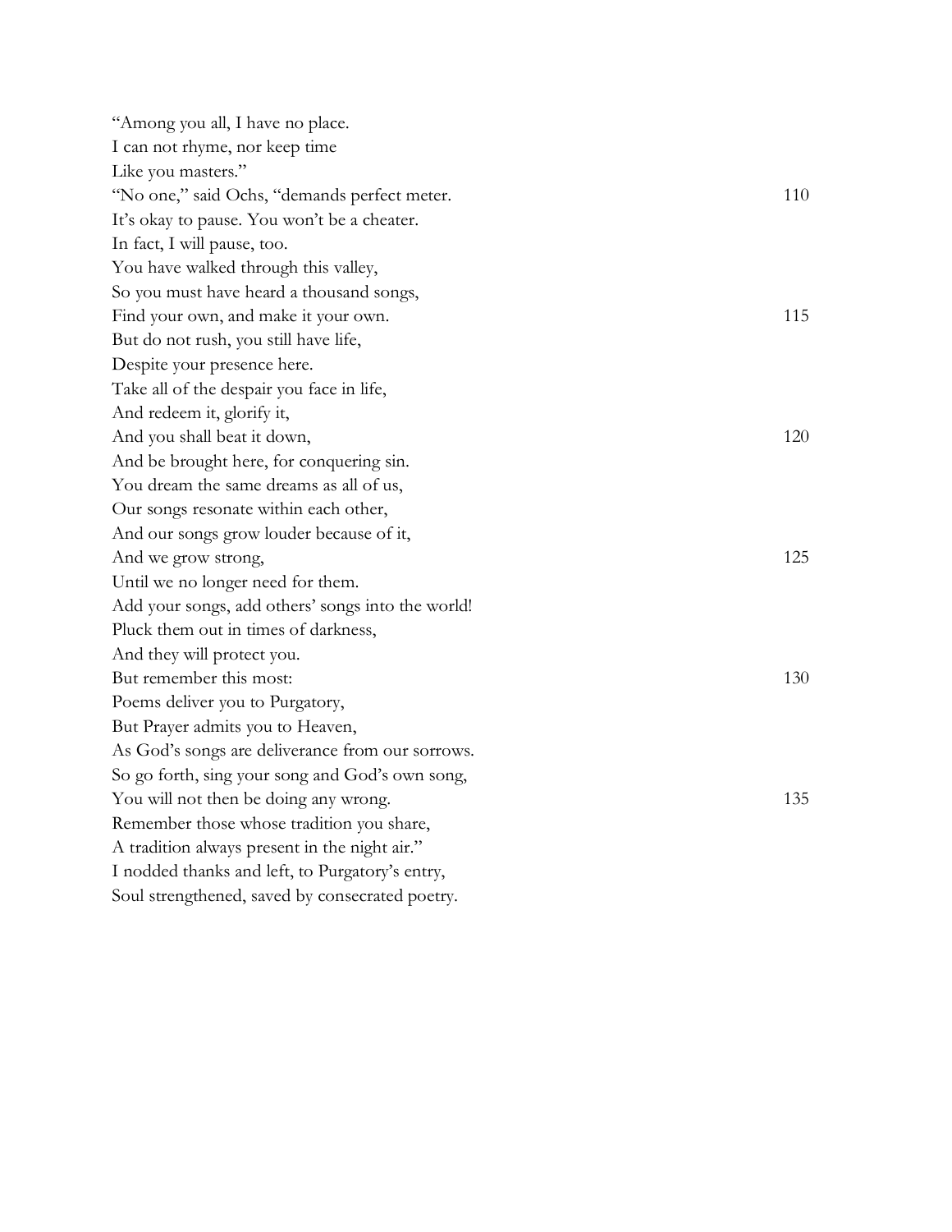"Among you all, I have no place.
I can not rhyme, nor keep time
Like you masters."
"No one," said Ochs, "demands perfect meter. 110
It's okay to pause. You won't be a cheater.
In fact, I will pause, too.
You have walked through this valley,
So you must have heard a thousand songs,
Find your own, and make it your own. 115
But do not rush, you still have life,
Despite your presence here.
Take all of the despair you face in life,
And redeem it, glorify it,
And you shall beat it down, 120
And be brought here, for conquering sin.
You dream the same dreams as all of us,
Our songs resonate within each other,
And our songs grow louder because of it,
And we grow strong, 125
Until we no longer need for them.
Add your songs, add others' songs into the world!
Pluck them out in times of darkness,
And they will protect you.
But remember this most: 130
Poems deliver you to Purgatory,
But Prayer admits you to Heaven,
As God's songs are deliverance from our sorrows.
So go forth, sing your song and God's own song,
You will not then be doing any wrong. 135
Remember those whose tradition you share,
A tradition always present in the night air."
I nodded thanks and left, to Purgatory's entry,
Soul strengthened, saved by consecrated poetry.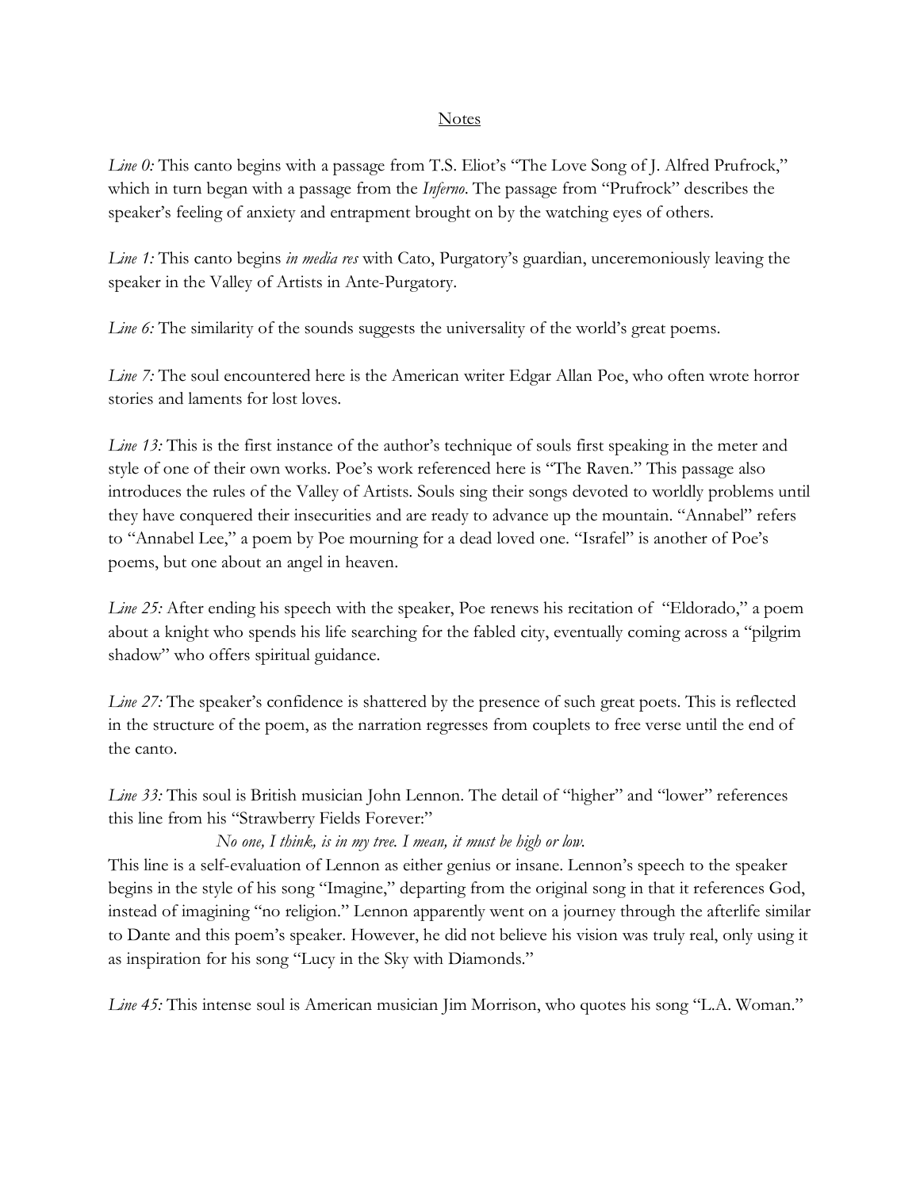Notes

*Line 0:* This canto begins with a passage from T.S. Eliot's "The Love Song of J. Alfred Prufrock," which in turn began with a passage from the *Inferno*. The passage from "Prufrock" describes the speaker's feeling of anxiety and entrapment brought on by the watching eyes of others.

*Line 1:* This canto begins *in media res* with Cato, Purgatory's guardian, unceremoniously leaving the speaker in the Valley of Artists in Ante-Purgatory.

*Line 6:* The similarity of the sounds suggests the universality of the world's great poems.

*Line 7:* The soul encountered here is the American writer Edgar Allan Poe, who often wrote horror stories and laments for lost loves.

*Line 13:* This is the first instance of the author's technique of souls first speaking in the meter and style of one of their own works. Poe's work referenced here is "The Raven." This passage also introduces the rules of the Valley of Artists. Souls sing their songs devoted to worldly problems until they have conquered their insecurities and are ready to advance up the mountain. "Annabel" refers to "Annabel Lee," a poem by Poe mourning for a dead loved one. "Israfel" is another of Poe's poems, but one about an angel in heaven.

*Line 25:* After ending his speech with the speaker, Poe renews his recitation of "Eldorado," a poem about a knight who spends his life searching for the fabled city, eventually coming across a "pilgrim shadow" who offers spiritual guidance.

*Line 27:* The speaker's confidence is shattered by the presence of such great poets. This is reflected in the structure of the poem, as the narration regresses from couplets to free verse until the end of the canto.

*Line 33:* This soul is British musician John Lennon. The detail of "higher" and "lower" references this line from his "Strawberry Fields Forever:"

> *No one, I think, is in my tree. I mean, it must be high or low.*

This line is a self-evaluation of Lennon as either genius or insane. Lennon's speech to the speaker begins in the style of his song "Imagine," departing from the original song in that it references God, instead of imagining "no religion." Lennon apparently went on a journey through the afterlife similar to Dante and this poem's speaker. However, he did not believe his vision was truly real, only using it as inspiration for his song "Lucy in the Sky with Diamonds."

*Line 45:* This intense soul is American musician Jim Morrison, who quotes his song "L.A. Woman."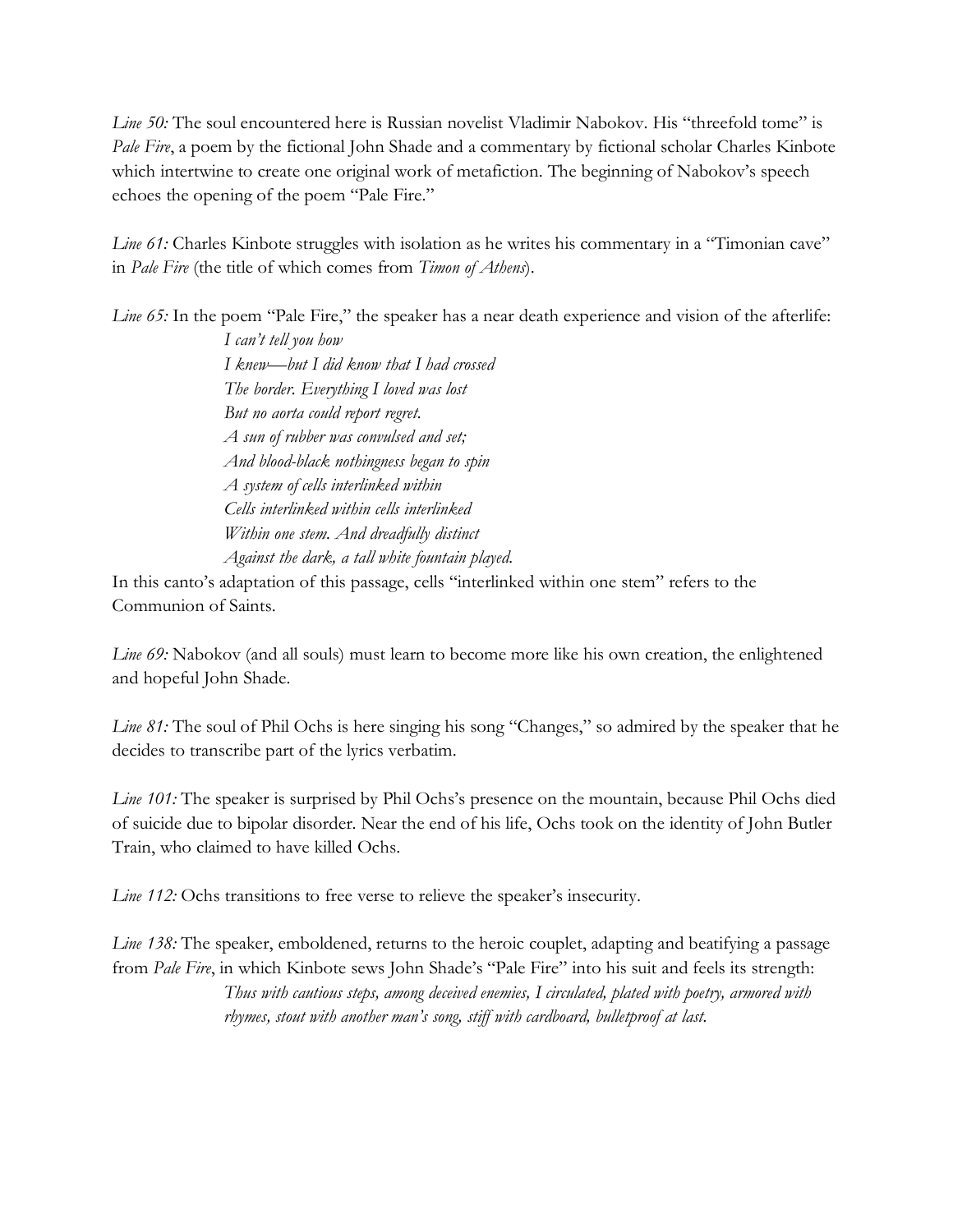*Line 50:* The soul encountered here is Russian novelist Vladimir Nabokov. His "threefold tome" is *Pale Fire*, a poem by the fictional John Shade and a commentary by fictional scholar Charles Kinbote which intertwine to create one original work of metafiction. The beginning of Nabokov's speech echoes the opening of the poem "Pale Fire."

*Line 61:* Charles Kinbote struggles with isolation as he writes his commentary in a "Timonian cave" in *Pale Fire* (the title of which comes from *Timon of Athens*).

*Line 65:* In the poem "Pale Fire," the speaker has a near death experience and vision of the afterlife:

> *I can't tell you how*
> *I knew—but I did know that I had crossed*
> *The border. Everything I loved was lost*
> *But no aorta could report regret.*
> *A sun of rubber was convulsed and set;*
> *And blood-black nothingness began to spin*
> *A system of cells interlinked within*
> *Cells interlinked within cells interlinked*
> *Within one stem. And dreadfully distinct*
> *Against the dark, a tall white fountain played.*

In this canto's adaptation of this passage, cells "interlinked within one stem" refers to the Communion of Saints.

*Line 69:* Nabokov (and all souls) must learn to become more like his own creation, the enlightened and hopeful John Shade.

*Line 81:* The soul of Phil Ochs is here singing his song "Changes," so admired by the speaker that he decides to transcribe part of the lyrics verbatim.

*Line 101:* The speaker is surprised by Phil Ochs's presence on the mountain, because Phil Ochs died of suicide due to bipolar disorder. Near the end of his life, Ochs took on the identity of John Butler Train, who claimed to have killed Ochs.

*Line 112:* Ochs transitions to free verse to relieve the speaker's insecurity.

*Line 138:* The speaker, emboldened, returns to the heroic couplet, adapting and beatifying a passage from *Pale Fire*, in which Kinbote sews John Shade's "Pale Fire" into his suit and feels its strength:

> *Thus with cautious steps, among deceived enemies, I circulated, plated with poetry, armored with rhymes, stout with another man's song, stiff with cardboard, bulletproof at last.*